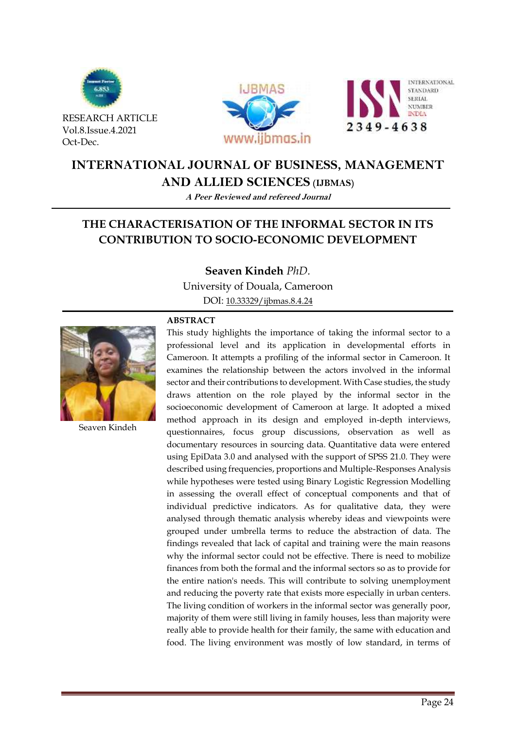RESEARCH ARTICLE
Vol.8.Issue.4.2021
Oct-Dec.

# INTERNATIONAL JOURNAL OF BUSINESS, MANAGEMENT AND ALLIED SCIENCES (IJBMAS)

***A Peer Reviewed and refereed Journal***

## THE CHARACTERISATION OF THE INFORMAL SECTOR IN ITS CONTRIBUTION TO SOCIO-ECONOMIC DEVELOPMENT

**Seaven Kindeh** *PhD.*

University of Douala, Cameroon

DOI: 10.33329/ijbmas.8.4.24

Seaven Kindeh

### ABSTRACT

This study highlights the importance of taking the informal sector to a professional level and its application in developmental efforts in Cameroon. It attempts a profiling of the informal sector in Cameroon. It examines the relationship between the actors involved in the informal sector and their contributions to development. With Case studies, the study draws attention on the role played by the informal sector in the socioeconomic development of Cameroon at large. It adopted a mixed method approach in its design and employed in-depth interviews, questionnaires, focus group discussions, observation as well as documentary resources in sourcing data. Quantitative data were entered using EpiData 3.0 and analysed with the support of SPSS 21.0. They were described using frequencies, proportions and Multiple-Responses Analysis while hypotheses were tested using Binary Logistic Regression Modelling in assessing the overall effect of conceptual components and that of individual predictive indicators. As for qualitative data, they were analysed through thematic analysis whereby ideas and viewpoints were grouped under umbrella terms to reduce the abstraction of data. The findings revealed that lack of capital and training were the main reasons why the informal sector could not be effective. There is need to mobilize finances from both the formal and the informal sectors so as to provide for the entire nation's needs. This will contribute to solving unemployment and reducing the poverty rate that exists more especially in urban centers. The living condition of workers in the informal sector was generally poor, majority of them were still living in family houses, less than majority were really able to provide health for their family, the same with education and food. The living environment was mostly of low standard, in terms of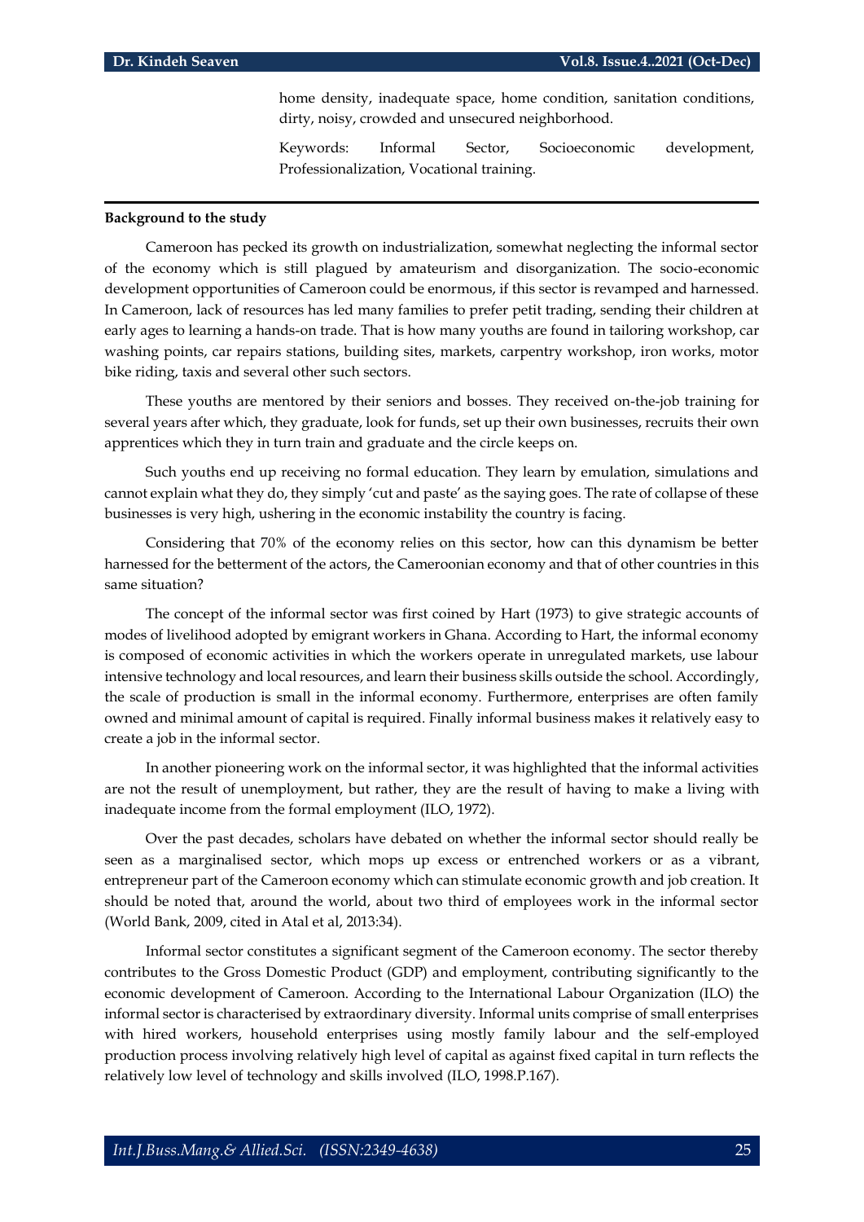home density, inadequate space, home condition, sanitation conditions, dirty, noisy, crowded and unsecured neighborhood.

Keywords: Informal Sector, Socioeconomic development, Professionalization, Vocational training.

---

**Background to the study**

Cameroon has pecked its growth on industrialization, somewhat neglecting the informal sector of the economy which is still plagued by amateurism and disorganization. The socio-economic development opportunities of Cameroon could be enormous, if this sector is revamped and harnessed. In Cameroon, lack of resources has led many families to prefer petit trading, sending their children at early ages to learning a hands-on trade. That is how many youths are found in tailoring workshop, car washing points, car repairs stations, building sites, markets, carpentry workshop, iron works, motor bike riding, taxis and several other such sectors.

These youths are mentored by their seniors and bosses. They received on-the-job training for several years after which, they graduate, look for funds, set up their own businesses, recruits their own apprentices which they in turn train and graduate and the circle keeps on.

Such youths end up receiving no formal education. They learn by emulation, simulations and cannot explain what they do, they simply 'cut and paste' as the saying goes. The rate of collapse of these businesses is very high, ushering in the economic instability the country is facing.

Considering that 70% of the economy relies on this sector, how can this dynamism be better harnessed for the betterment of the actors, the Cameroonian economy and that of other countries in this same situation?

The concept of the informal sector was first coined by Hart (1973) to give strategic accounts of modes of livelihood adopted by emigrant workers in Ghana. According to Hart, the informal economy is composed of economic activities in which the workers operate in unregulated markets, use labour intensive technology and local resources, and learn their business skills outside the school. Accordingly, the scale of production is small in the informal economy. Furthermore, enterprises are often family owned and minimal amount of capital is required. Finally informal business makes it relatively easy to create a job in the informal sector.

In another pioneering work on the informal sector, it was highlighted that the informal activities are not the result of unemployment, but rather, they are the result of having to make a living with inadequate income from the formal employment (ILO, 1972).

Over the past decades, scholars have debated on whether the informal sector should really be seen as a marginalised sector, which mops up excess or entrenched workers or as a vibrant, entrepreneur part of the Cameroon economy which can stimulate economic growth and job creation. It should be noted that, around the world, about two third of employees work in the informal sector (World Bank, 2009, cited in Atal et al, 2013:34).

Informal sector constitutes a significant segment of the Cameroon economy. The sector thereby contributes to the Gross Domestic Product (GDP) and employment, contributing significantly to the economic development of Cameroon. According to the International Labour Organization (ILO) the informal sector is characterised by extraordinary diversity. Informal units comprise of small enterprises with hired workers, household enterprises using mostly family labour and the self-employed production process involving relatively high level of capital as against fixed capital in turn reflects the relatively low level of technology and skills involved (ILO, 1998.P.167).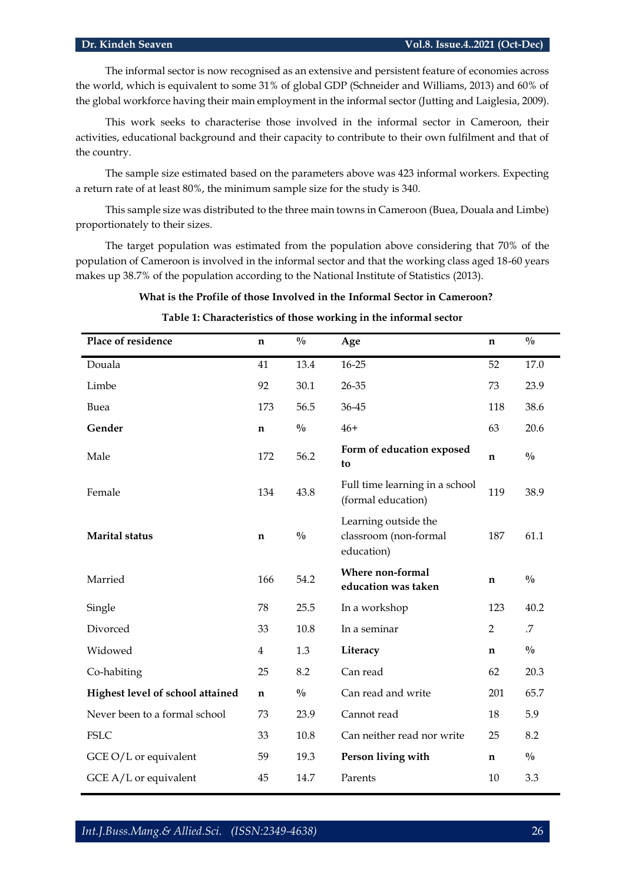The informal sector is now recognised as an extensive and persistent feature of economies across the world, which is equivalent to some 31% of global GDP (Schneider and Williams, 2013) and 60% of the global workforce having their main employment in the informal sector (Jutting and Laiglesia, 2009).

This work seeks to characterise those involved in the informal sector in Cameroon, their activities, educational background and their capacity to contribute to their own fulfilment and that of the country.

The sample size estimated based on the parameters above was 423 informal workers. Expecting a return rate of at least 80%, the minimum sample size for the study is 340.

This sample size was distributed to the three main towns in Cameroon (Buea, Douala and Limbe) proportionately to their sizes.

The target population was estimated from the population above considering that 70% of the population of Cameroon is involved in the informal sector and that the working class aged 18-60 years makes up 38.7% of the population according to the National Institute of Statistics (2013).

**What is the Profile of those Involved in the Informal Sector in Cameroon?**

**Table 1: Characteristics of those working in the informal sector**

| **Place of residence** | **n** | **%** | **Age** | **n** | **%** |
|---|---|---|---|---|---|
| Douala | 41 | 13.4 | 16-25 | 52 | 17.0 |
| Limbe | 92 | 30.1 | 26-35 | 73 | 23.9 |
| Buea | 173 | 56.5 | 36-45 | 118 | 38.6 |
| **Gender** | **n** | % | 46+ | 63 | 20.6 |
| Male | 172 | 56.2 | **Form of education exposed to** | **n** | % |
| Female | 134 | 43.8 | Full time learning in a school (formal education) | 119 | 38.9 |
| **Marital status** | **n** | % | Learning outside the classroom (non-formal education) | 187 | 61.1 |
| Married | 166 | 54.2 | **Where non-formal education was taken** | **n** | % |
| Single | 78 | 25.5 | In a workshop | 123 | 40.2 |
| Divorced | 33 | 10.8 | In a seminar | 2 | .7 |
| Widowed | 4 | 1.3 | **Literacy** | **n** | % |
| Co-habiting | 25 | 8.2 | Can read | 62 | 20.3 |
| **Highest level of school attained** | **n** | % | Can read and write | 201 | 65.7 |
| Never been to a formal school | 73 | 23.9 | Cannot read | 18 | 5.9 |
| FSLC | 33 | 10.8 | Can neither read nor write | 25 | 8.2 |
| GCE O/L or equivalent | 59 | 19.3 | **Person living with** | **n** | % |
| GCE A/L or equivalent | 45 | 14.7 | Parents | 10 | 3.3 |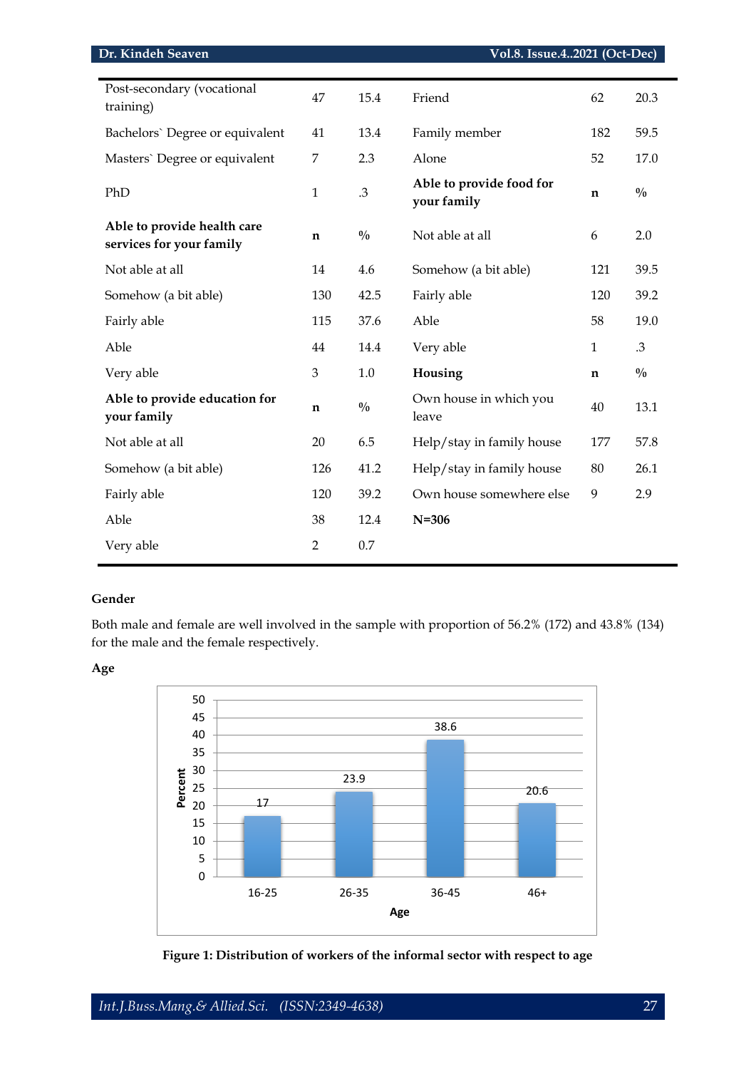| | | | | | |
|---|---|---|---|---|---|
| Post-secondary (vocational training) | 47 | 15.4 | Friend | 62 | 20.3 |
| Bachelors` Degree or equivalent | 41 | 13.4 | Family member | 182 | 59.5 |
| Masters` Degree or equivalent | 7 | 2.3 | Alone | 52 | 17.0 |
| PhD | 1 | .3 | **Able to provide food for your family** | **n** | **%** |
| **Able to provide health care services for your family** | **n** | **%** | Not able at all | 6 | 2.0 |
| Not able at all | 14 | 4.6 | Somehow (a bit able) | 121 | 39.5 |
| Somehow (a bit able) | 130 | 42.5 | Fairly able | 120 | 39.2 |
| Fairly able | 115 | 37.6 | Able | 58 | 19.0 |
| Able | 44 | 14.4 | Very able | 1 | .3 |
| Very able | 3 | 1.0 | **Housing** | **n** | **%** |
| **Able to provide education for your family** | **n** | **%** | Own house in which you leave | 40 | 13.1 |
| Not able at all | 20 | 6.5 | Help/stay in family house | 177 | 57.8 |
| Somehow (a bit able) | 126 | 41.2 | Help/stay in family house | 80 | 26.1 |
| Fairly able | 120 | 39.2 | Own house somewhere else | 9 | 2.9 |
| Able | 38 | 12.4 | **N=306** | | |
| Very able | 2 | 0.7 | | | |

**Gender**

Both male and female are well involved in the sample with proportion of 56.2% (172) and 43.8% (134) for the male and the female respectively.

**Age**

| Age | Percent |
|---|---|
| 16-25 | 17 |
| 26-35 | 23.9 |
| 36-45 | 38.6 |
| 46+ | 20.6 |

**Figure 1: Distribution of workers of the informal sector with respect to age**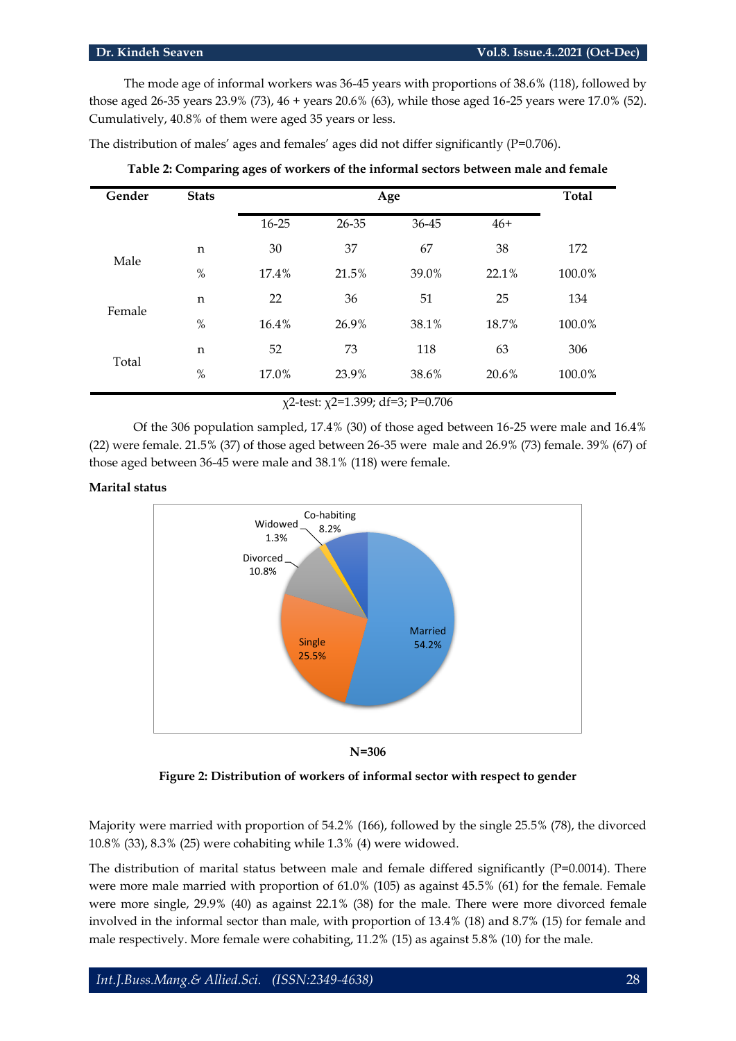The mode age of informal workers was 36-45 years with proportions of 38.6% (118), followed by those aged 26-35 years 23.9% (73), 46 + years 20.6% (63), while those aged 16-25 years were 17.0% (52). Cumulatively, 40.8% of them were aged 35 years or less.

The distribution of males' ages and females' ages did not differ significantly (P=0.706).

**Table 2: Comparing ages of workers of the informal sectors between male and female**

| Gender | Stats | Age | | | | Total |
|---|---|---|---|---|---|---|
| | | 16-25 | 26-35 | 36-45 | 46+ | |
| Male | n | 30 | 37 | 67 | 38 | 172 |
| | % | 17.4% | 21.5% | 39.0% | 22.1% | 100.0% |
| Female | n | 22 | 36 | 51 | 25 | 134 |
| | % | 16.4% | 26.9% | 38.1% | 18.7% | 100.0% |
| Total | n | 52 | 73 | 118 | 63 | 306 |
| | % | 17.0% | 23.9% | 38.6% | 20.6% | 100.0% |

$\chi$2-test: $\chi$2=1.399; df=3; P=0.706

Of the 306 population sampled, 17.4% (30) of those aged between 16-25 were male and 16.4% (22) were female. 21.5% (37) of those aged between 26-35 were male and 26.9% (73) female. 39% (67) of those aged between 36-45 were male and 38.1% (118) were female.

**Marital status**

Co-habiting 8.2%
Widowed 1.3%
Divorced 10.8%
Single 25.5%
Married 54.2%

**N=306**

**Figure 2: Distribution of workers of informal sector with respect to gender**

Majority were married with proportion of 54.2% (166), followed by the single 25.5% (78), the divorced 10.8% (33), 8.3% (25) were cohabiting while 1.3% (4) were widowed.

The distribution of marital status between male and female differed significantly (P=0.0014). There were more male married with proportion of 61.0% (105) as against 45.5% (61) for the female. Female were more single, 29.9% (40) as against 22.1% (38) for the male. There were more divorced female involved in the informal sector than male, with proportion of 13.4% (18) and 8.7% (15) for female and male respectively. More female were cohabiting, 11.2% (15) as against 5.8% (10) for the male.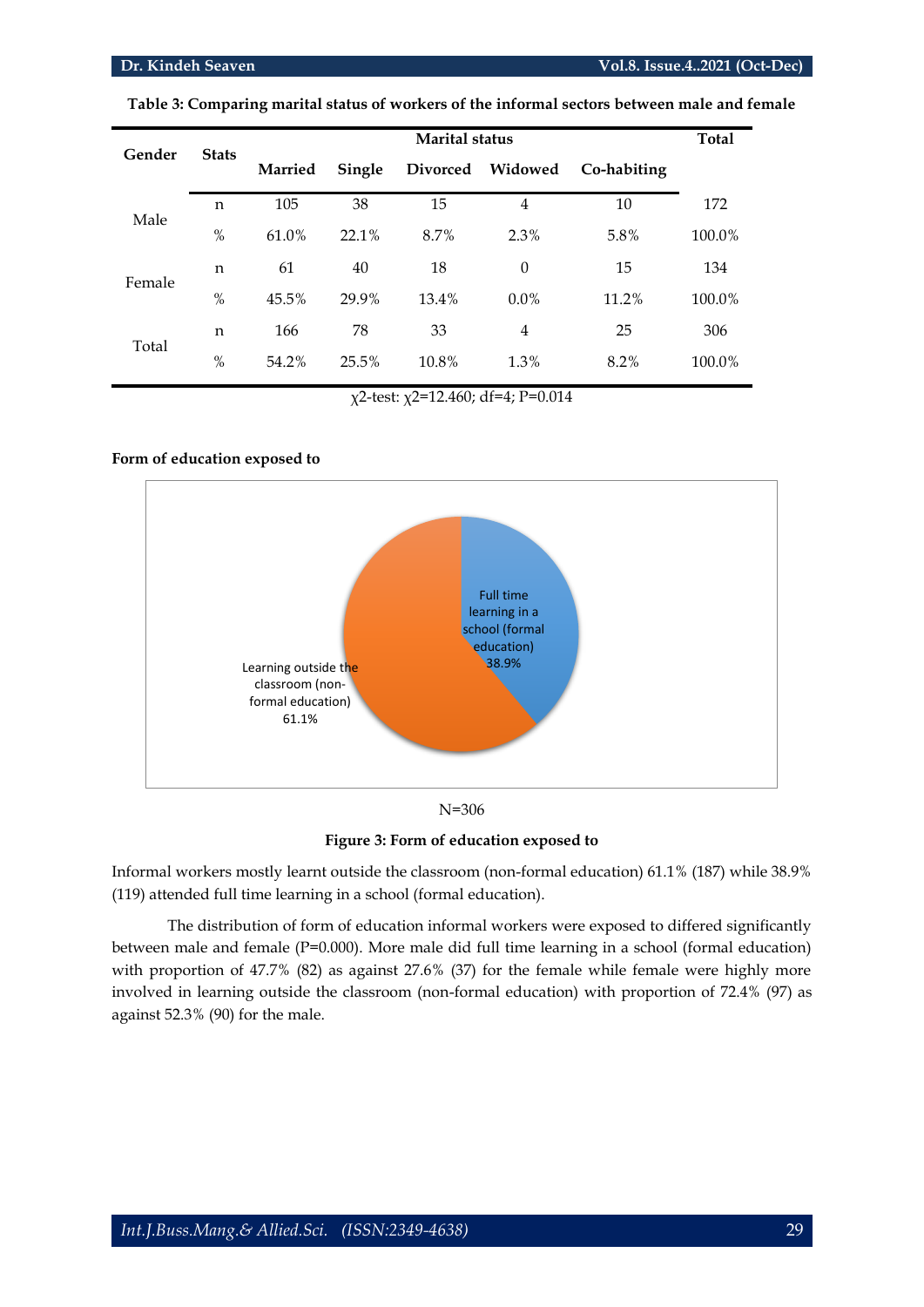**Table 3: Comparing marital status of workers of the informal sectors between male and female**

| Gender | Stats | Marital status | | | | | Total |
|---|---|---|---|---|---|---|---|
| | | Married | Single | Divorced | Widowed | Co-habiting | |
| Male | n | 105 | 38 | 15 | 4 | 10 | 172 |
| | % | 61.0% | 22.1% | 8.7% | 2.3% | 5.8% | 100.0% |
| Female | n | 61 | 40 | 18 | 0 | 15 | 134 |
| | % | 45.5% | 29.9% | 13.4% | 0.0% | 11.2% | 100.0% |
| Total | n | 166 | 78 | 33 | 4 | 25 | 306 |
| | % | 54.2% | 25.5% | 10.8% | 1.3% | 8.2% | 100.0% |

$\chi^2$-test: $\chi^2$=12.460; df=4; P=0.014

**Form of education exposed to**

N=306

**Figure 3: Form of education exposed to**

Informal workers mostly learnt outside the classroom (non-formal education) 61.1% (187) while 38.9% (119) attended full time learning in a school (formal education).

The distribution of form of education informal workers were exposed to differed significantly between male and female (P=0.000). More male did full time learning in a school (formal education) with proportion of 47.7% (82) as against 27.6% (37) for the female while female were highly more involved in learning outside the classroom (non-formal education) with proportion of 72.4% (97) as against 52.3% (90) for the male.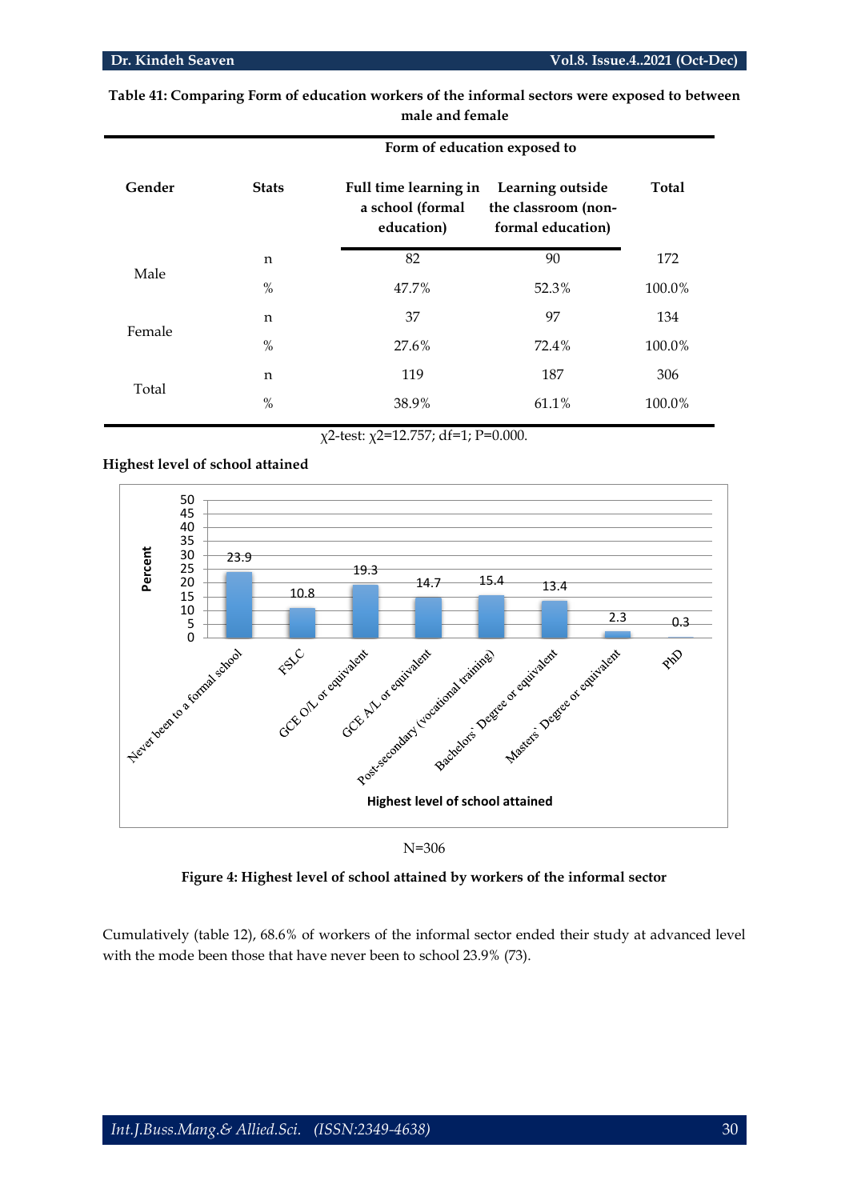**Table 41: Comparing Form of education workers of the informal sectors were exposed to between male and female**

| Gender | Stats | Form of education exposed to | | Total |
|---|---|---|---|---|
| | | Full time learning in a school (formal education) | Learning outside the classroom (non-formal education) | |
| Male | n | 82 | 90 | 172 |
| | % | 47.7% | 52.3% | 100.0% |
| Female | n | 37 | 97 | 134 |
| | % | 27.6% | 72.4% | 100.0% |
| Total | n | 119 | 187 | 306 |
| | % | 38.9% | 61.1% | 100.0% |

$\chi^2$-test: $\chi^2=12.757$; df=1; P=0.000.

**Highest level of school attained**

| Highest level of school attained | Percent |
|---|---|
| Never been to a formal school | 23.9 |
| FSLC | 10.8 |
| GCE O/L or equivalent | 19.3 |
| GCE A/L or equivalent | 14.7 |
| Post-secondary (vocational training) | 15.4 |
| Bachelors` Degree or equivalent | 13.4 |
| Masters` Degree or equivalent | 2.3 |
| PhD | 0.3 |

N=306

**Figure 4: Highest level of school attained by workers of the informal sector**

Cumulatively (table 12), 68.6% of workers of the informal sector ended their study at advanced level with the mode been those that have never been to school 23.9% (73).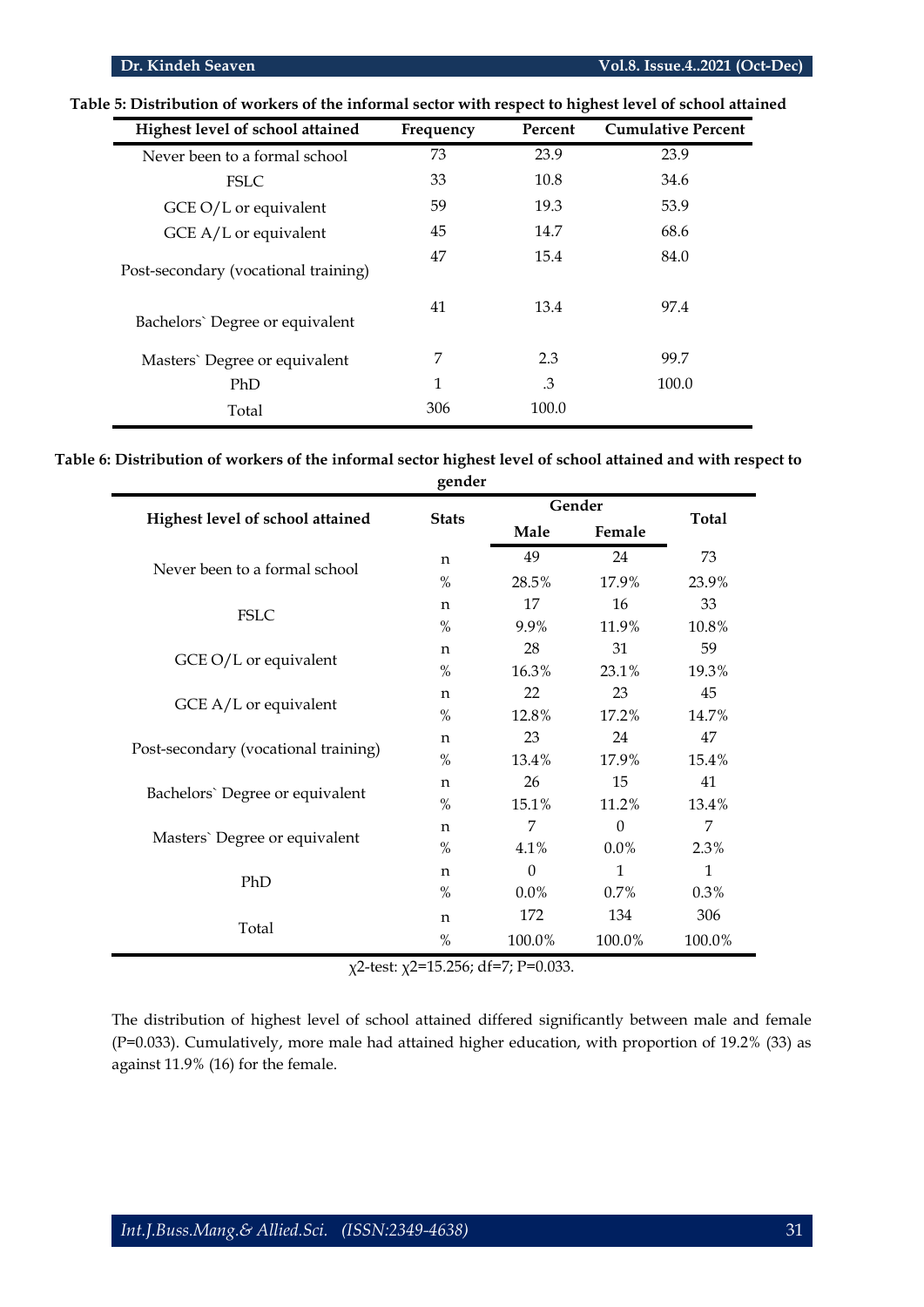**Table 5: Distribution of workers of the informal sector with respect to highest level of school attained**

| Highest level of school attained | Frequency | Percent | Cumulative Percent |
|---|---|---|---|
| Never been to a formal school | 73 | 23.9 | 23.9 |
| FSLC | 33 | 10.8 | 34.6 |
| GCE O/L or equivalent | 59 | 19.3 | 53.9 |
| GCE A/L or equivalent | 45 | 14.7 | 68.6 |
| Post-secondary (vocational training) | 47 | 15.4 | 84.0 |
| Bachelors` Degree or equivalent | 41 | 13.4 | 97.4 |
| Masters` Degree or equivalent | 7 | 2.3 | 99.7 |
| PhD | 1 | .3 | 100.0 |
| Total | 306 | 100.0 | |

**Table 6: Distribution of workers of the informal sector highest level of school attained and with respect to gender**

| Highest level of school attained | Stats | Gender | | Total |
|---|---|---|---|---|
| | | Male | Female | |
| Never been to a formal school | n | 49 | 24 | 73 |
| | % | 28.5% | 17.9% | 23.9% |
| FSLC | n | 17 | 16 | 33 |
| | % | 9.9% | 11.9% | 10.8% |
| GCE O/L or equivalent | n | 28 | 31 | 59 |
| | % | 16.3% | 23.1% | 19.3% |
| GCE A/L or equivalent | n | 22 | 23 | 45 |
| | % | 12.8% | 17.2% | 14.7% |
| Post-secondary (vocational training) | n | 23 | 24 | 47 |
| | % | 13.4% | 17.9% | 15.4% |
| Bachelors` Degree or equivalent | n | 26 | 15 | 41 |
| | % | 15.1% | 11.2% | 13.4% |
| Masters` Degree or equivalent | n | 7 | 0 | 7 |
| | % | 4.1% | 0.0% | 2.3% |
| PhD | n | 0 | 1 | 1 |
| | % | 0.0% | 0.7% | 0.3% |
| Total | n | 172 | 134 | 306 |
| | % | 100.0% | 100.0% | 100.0% |

$\chi$2-test: $\chi^2$=15.256; df=7; P=0.033.

The distribution of highest level of school attained differed significantly between male and female (P=0.033). Cumulatively, more male had attained higher education, with proportion of 19.2% (33) as against 11.9% (16) for the female.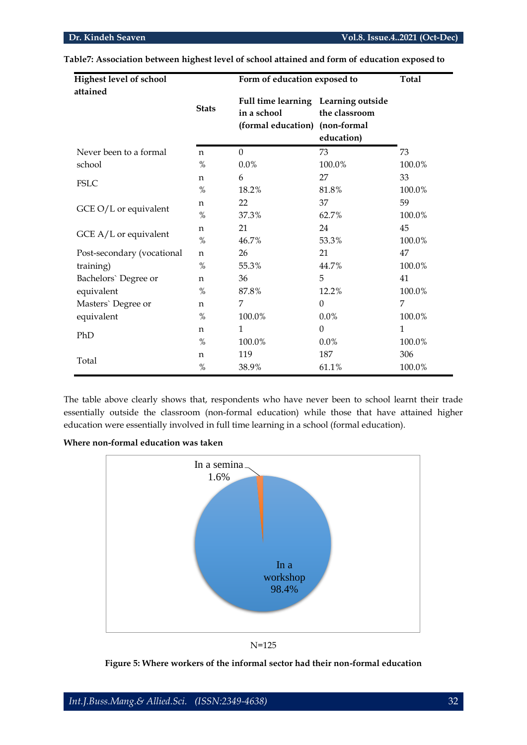**Table7: Association between highest level of school attained and form of education exposed to**

| Highest level of school attained | Stats | Form of education exposed to | | Total |
|---|---|---|---|---|
| | | Full time learning in a school (formal education) | Learning outside the classroom (non-formal education) | |
| Never been to a formal school | n | 0 | 73 | 73 |
| | % | 0.0% | 100.0% | 100.0% |
| FSLC | n | 6 | 27 | 33 |
| | % | 18.2% | 81.8% | 100.0% |
| GCE O/L or equivalent | n | 22 | 37 | 59 |
| | % | 37.3% | 62.7% | 100.0% |
| GCE A/L or equivalent | n | 21 | 24 | 45 |
| | % | 46.7% | 53.3% | 100.0% |
| Post-secondary (vocational training) | n | 26 | 21 | 47 |
| | % | 55.3% | 44.7% | 100.0% |
| Bachelors` Degree or equivalent | n | 36 | 5 | 41 |
| | % | 87.8% | 12.2% | 100.0% |
| Masters` Degree or equivalent | n | 7 | 0 | 7 |
| | % | 100.0% | 0.0% | 100.0% |
| PhD | n | 1 | 0 | 1 |
| | % | 100.0% | 0.0% | 100.0% |
| Total | n | 119 | 187 | 306 |
| | % | 38.9% | 61.1% | 100.0% |

The table above clearly shows that, respondents who have never been to school learnt their trade essentially outside the classroom (non-formal education) while those that have attained higher education were essentially involved in full time learning in a school (formal education).

**Where non-formal education was taken**

In a semina 1.6%

In a workshop 98.4%

N=125

**Figure 5: Where workers of the informal sector had their non-formal education**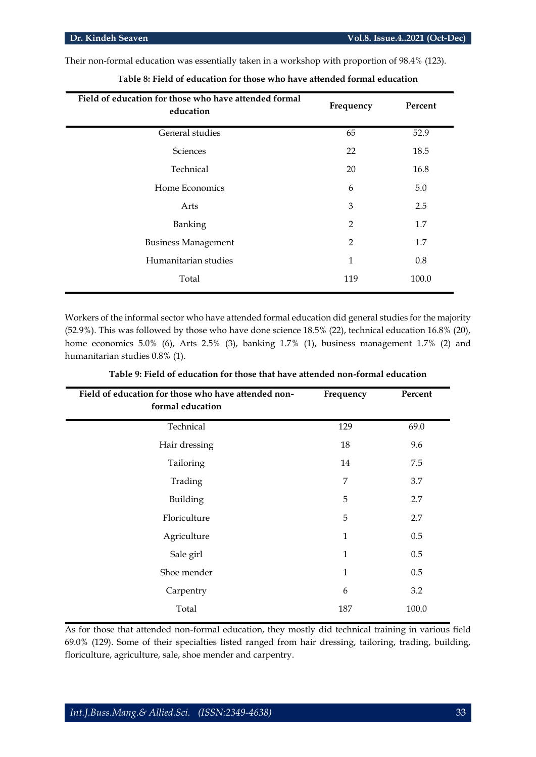Their non-formal education was essentially taken in a workshop with proportion of 98.4% (123).

**Table 8: Field of education for those who have attended formal education**

| Field of education for those who have attended formal education | Frequency | Percent |
|---|---|---|
| General studies | 65 | 52.9 |
| Sciences | 22 | 18.5 |
| Technical | 20 | 16.8 |
| Home Economics | 6 | 5.0 |
| Arts | 3 | 2.5 |
| Banking | 2 | 1.7 |
| Business Management | 2 | 1.7 |
| Humanitarian studies | 1 | 0.8 |
| Total | 119 | 100.0 |

Workers of the informal sector who have attended formal education did general studies for the majority (52.9%). This was followed by those who have done science 18.5% (22), technical education 16.8% (20), home economics 5.0% (6), Arts 2.5% (3), banking 1.7% (1), business management 1.7% (2) and humanitarian studies 0.8% (1).

**Table 9: Field of education for those that have attended non-formal education**

| Field of education for those who have attended non-formal education | Frequency | Percent |
|---|---|---|
| Technical | 129 | 69.0 |
| Hair dressing | 18 | 9.6 |
| Tailoring | 14 | 7.5 |
| Trading | 7 | 3.7 |
| Building | 5 | 2.7 |
| Floriculture | 5 | 2.7 |
| Agriculture | 1 | 0.5 |
| Sale girl | 1 | 0.5 |
| Shoe mender | 1 | 0.5 |
| Carpentry | 6 | 3.2 |
| Total | 187 | 100.0 |

As for those that attended non-formal education, they mostly did technical training in various field 69.0% (129). Some of their specialties listed ranged from hair dressing, tailoring, trading, building, floriculture, agriculture, sale, shoe mender and carpentry.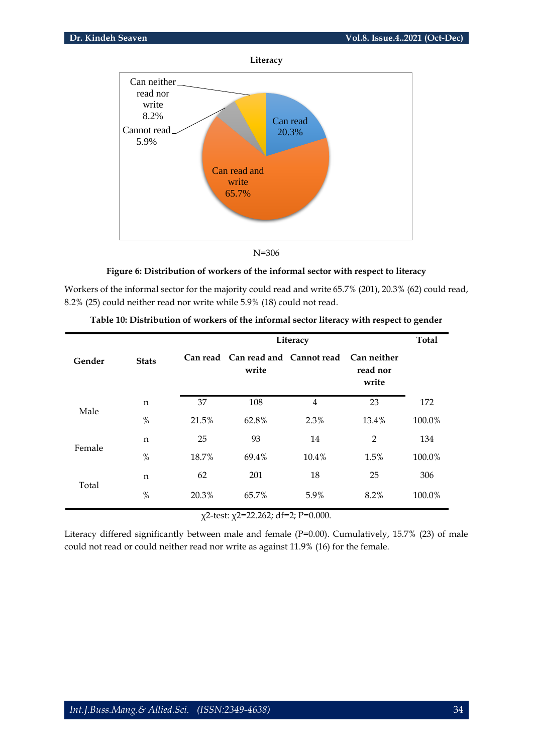Literacy

Can neither read nor write 8.2%

Cannot read 5.9%

Can read 20.3%

Can read and write 65.7%

N=306

**Figure 6: Distribution of workers of the informal sector with respect to literacy**

Workers of the informal sector for the majority could read and write 65.7% (201), 20.3% (62) could read, 8.2% (25) could neither read nor write while 5.9% (18) could not read.

**Table 10: Distribution of workers of the informal sector literacy with respect to gender**

| Gender | Stats | Literacy | | | | Total |
|---|---|---|---|---|---|---|
| | | Can read | Can read and write | Cannot read | Can neither read nor write | |
| Male | n | 37 | 108 | 4 | 23 | 172 |
| | % | 21.5% | 62.8% | 2.3% | 13.4% | 100.0% |
| Female | n | 25 | 93 | 14 | 2 | 134 |
| | % | 18.7% | 69.4% | 10.4% | 1.5% | 100.0% |
| Total | n | 62 | 201 | 18 | 25 | 306 |
| | % | 20.3% | 65.7% | 5.9% | 8.2% | 100.0% |

$\chi$2-test: $\chi^2$=22.262; df=2; P=0.000.

Literacy differed significantly between male and female (P=0.00). Cumulatively, 15.7% (23) of male could not read or could neither read nor write as against 11.9% (16) for the female.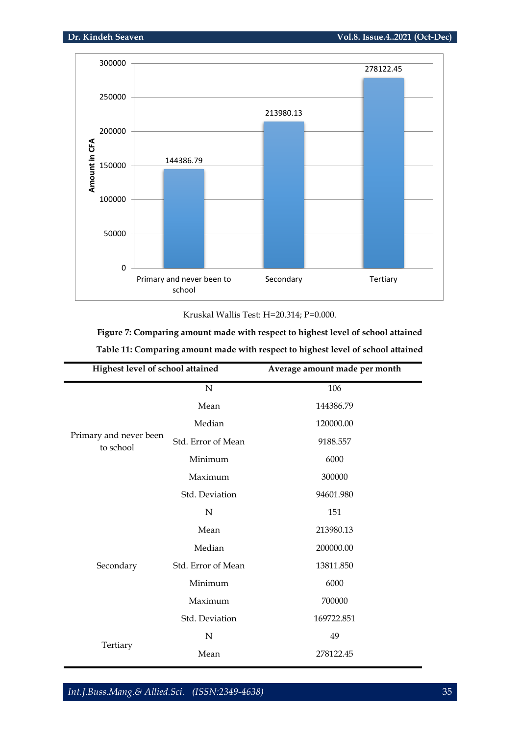Kruskal Wallis Test: H=20.314; P=0.000.

**Figure 7: Comparing amount made with respect to highest level of school attained**

**Table 11: Comparing amount made with respect to highest level of school attained**

| Highest level of school attained | | Average amount made per month |
|---|---|---|
| Primary and never been to school | N | 106 |
| | Mean | 144386.79 |
| | Median | 120000.00 |
| | Std. Error of Mean | 9188.557 |
| | Minimum | 6000 |
| | Maximum | 300000 |
| | Std. Deviation | 94601.980 |
| Secondary | N | 151 |
| | Mean | 213980.13 |
| | Median | 200000.00 |
| | Std. Error of Mean | 13811.850 |
| | Minimum | 6000 |
| | Maximum | 700000 |
| | Std. Deviation | 169722.851 |
| Tertiary | N | 49 |
| | Mean | 278122.45 |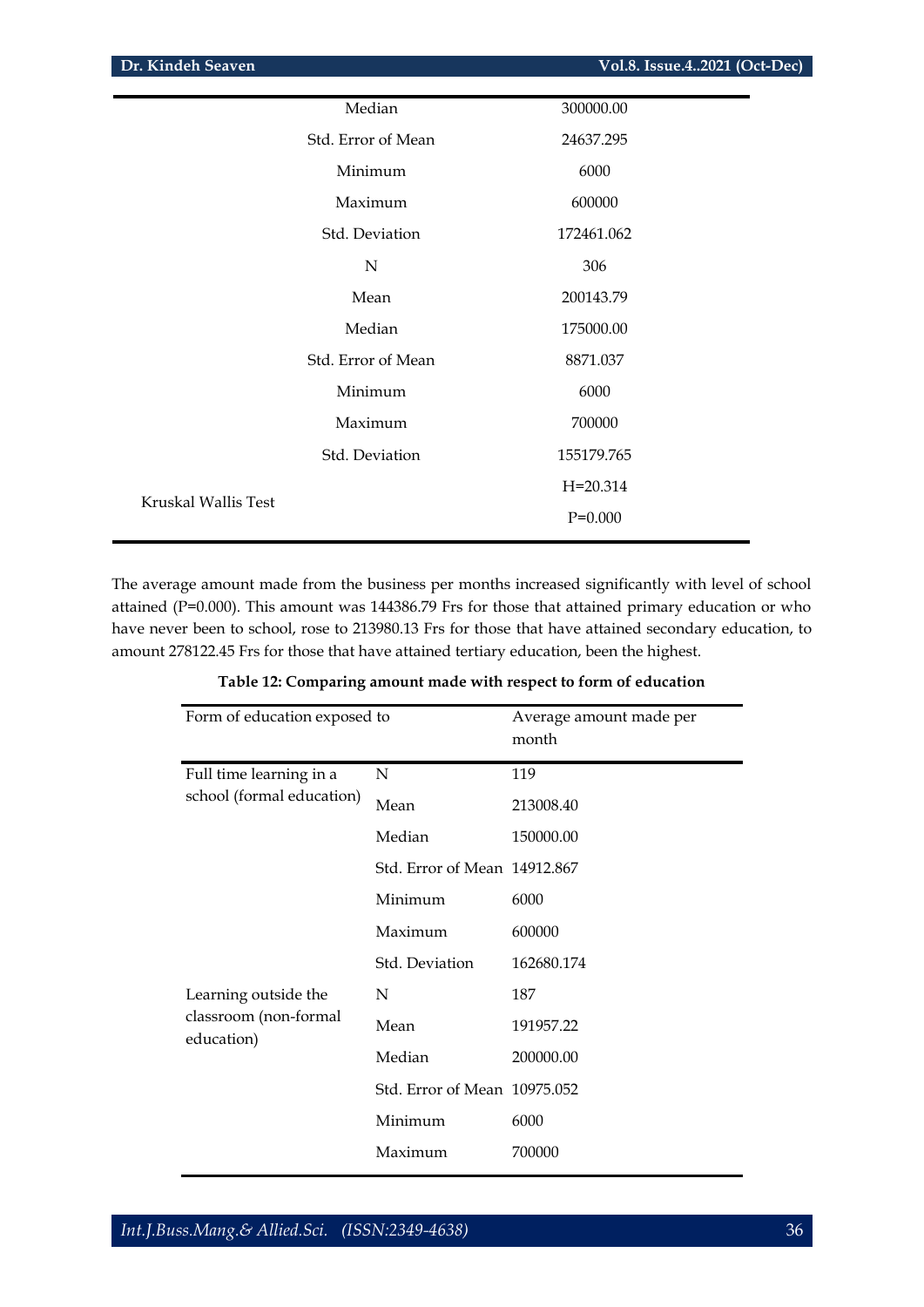| | | |
|---|---|---|
| | Median | 300000.00 |
| | Std. Error of Mean | 24637.295 |
| | Minimum | 6000 |
| | Maximum | 600000 |
| | Std. Deviation | 172461.062 |
| | N | 306 |
| | Mean | 200143.79 |
| | Median | 175000.00 |
| | Std. Error of Mean | 8871.037 |
| | Minimum | 6000 |
| | Maximum | 700000 |
| | Std. Deviation | 155179.765 |
| Kruskal Wallis Test | | H=20.314 |
| | | P=0.000 |

The average amount made from the business per months increased significantly with level of school attained (P=0.000). This amount was 144386.79 Frs for those that attained primary education or who have never been to school, rose to 213980.13 Frs for those that have attained secondary education, to amount 278122.45 Frs for those that have attained tertiary education, been the highest.

**Table 12: Comparing amount made with respect to form of education**

| Form of education exposed to | | Average amount made per month |
|---|---|---|
| Full time learning in a school (formal education) | N | 119 |
| | Mean | 213008.40 |
| | Median | 150000.00 |
| | Std. Error of Mean | 14912.867 |
| | Minimum | 6000 |
| | Maximum | 600000 |
| | Std. Deviation | 162680.174 |
| Learning outside the classroom (non-formal education) | N | 187 |
| | Mean | 191957.22 |
| | Median | 200000.00 |
| | Std. Error of Mean | 10975.052 |
| | Minimum | 6000 |
| | Maximum | 700000 |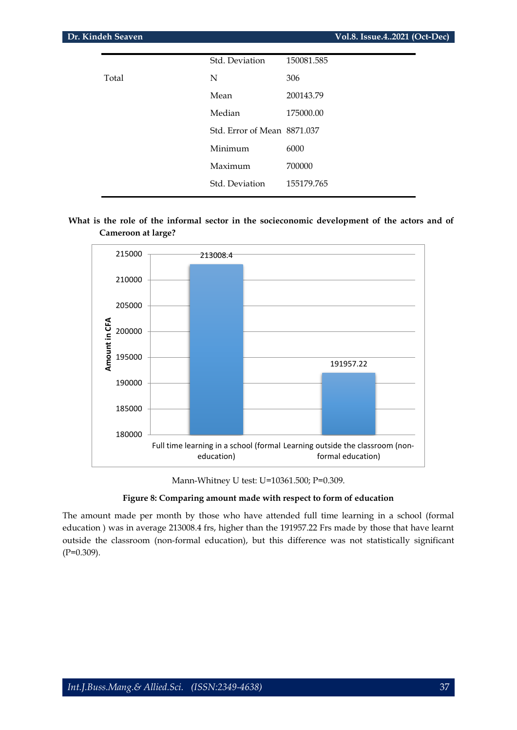|  |  |  |
| --- | --- | --- |
|  | Std. Deviation | 150081.585 |
| Total | N | 306 |
|  | Mean | 200143.79 |
|  | Median | 175000.00 |
|  | Std. Error of Mean | 8871.037 |
|  | Minimum | 6000 |
|  | Maximum | 700000 |
|  | Std. Deviation | 155179.765 |

**What is the role of the informal sector in the socieconomic development of the actors and of Cameroon at large?**

Mann-Whitney U test: U=10361.500; P=0.309.

**Figure 8: Comparing amount made with respect to form of education**

The amount made per month by those who have attended full time learning in a school (formal education ) was in average 213008.4 frs, higher than the 191957.22 Frs made by those that have learnt outside the classroom (non-formal education), but this difference was not statistically significant (P=0.309).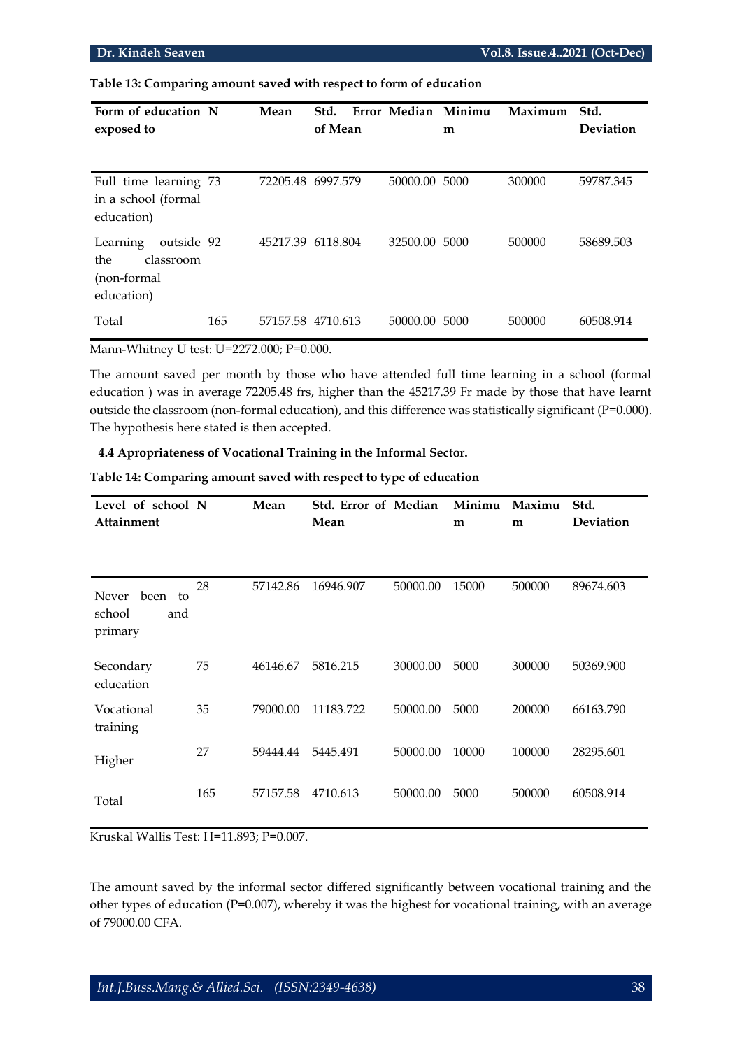**Table 13: Comparing amount saved with respect to form of education**

| Form of education exposed to | N | Mean | Std. Error of Mean | Median | Minimum | Maximum | Std. Deviation |
|---|---|---|---|---|---|---|---|
| Full time learning in a school (formal education) | 73 | 72205.48 | 6997.579 | 50000.00 | 5000 | 300000 | 59787.345 |
| Learning outside the classroom (non-formal education) | 92 | 45217.39 | 6118.804 | 32500.00 | 5000 | 500000 | 58689.503 |
| Total | 165 | 57157.58 | 4710.613 | 50000.00 | 5000 | 500000 | 60508.914 |

Mann-Whitney U test: U=2272.000; P=0.000.

The amount saved per month by those who have attended full time learning in a school (formal education ) was in average 72205.48 frs, higher than the 45217.39 Fr made by those that have learnt outside the classroom (non-formal education), and this difference was statistically significant (P=0.000). The hypothesis here stated is then accepted.

### 4.4 Apropriateness of Vocational Training in the Informal Sector.

**Table 14: Comparing amount saved with respect to type of education**

| Level of school Attainment | N | Mean | Std. Error of Mean | Median | Minimum | Maximum | Std. Deviation |
|---|---|---|---|---|---|---|---|
| Never been to school and primary | 28 | 57142.86 | 16946.907 | 50000.00 | 15000 | 500000 | 89674.603 |
| Secondary education | 75 | 46146.67 | 5816.215 | 30000.00 | 5000 | 300000 | 50369.900 |
| Vocational training | 35 | 79000.00 | 11183.722 | 50000.00 | 5000 | 200000 | 66163.790 |
| Higher | 27 | 59444.44 | 5445.491 | 50000.00 | 10000 | 100000 | 28295.601 |
| Total | 165 | 57157.58 | 4710.613 | 50000.00 | 5000 | 500000 | 60508.914 |

Kruskal Wallis Test: H=11.893; P=0.007.

The amount saved by the informal sector differed significantly between vocational training and the other types of education (P=0.007), whereby it was the highest for vocational training, with an average of 79000.00 CFA.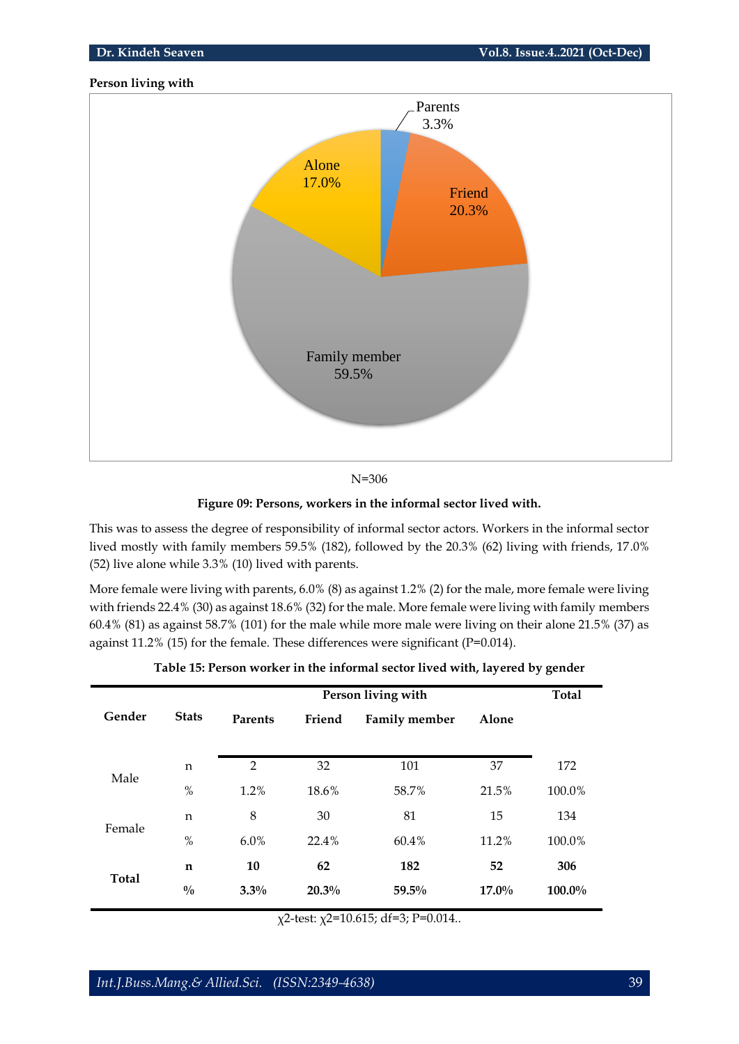**Person living with**

N=306

**Figure 09: Persons, workers in the informal sector lived with.**

This was to assess the degree of responsibility of informal sector actors. Workers in the informal sector lived mostly with family members 59.5% (182), followed by the 20.3% (62) living with friends, 17.0% (52) live alone while 3.3% (10) lived with parents.

More female were living with parents, 6.0% (8) as against 1.2% (2) for the male, more female were living with friends 22.4% (30) as against 18.6% (32) for the male. More female were living with family members 60.4% (81) as against 58.7% (101) for the male while more male were living on their alone 21.5% (37) as against 11.2% (15) for the female. These differences were significant (P=0.014).

**Table 15: Person worker in the informal sector lived with, layered by gender**

| Gender | Stats | Person living with | | | | Total |
|---|---|---|---|---|---|---|
| | | Parents | Friend | Family member | Alone | |
| Male | n | 2 | 32 | 101 | 37 | 172 |
| | % | 1.2% | 18.6% | 58.7% | 21.5% | 100.0% |
| Female | n | 8 | 30 | 81 | 15 | 134 |
| | % | 6.0% | 22.4% | 60.4% | 11.2% | 100.0% |
| **Total** | **n** | **10** | **62** | **182** | **52** | **306** |
| | **%** | **3.3%** | **20.3%** | **59.5%** | **17.0%** | **100.0%** |

$\chi$2-test: $\chi$2=10.615; df=3; P=0.014..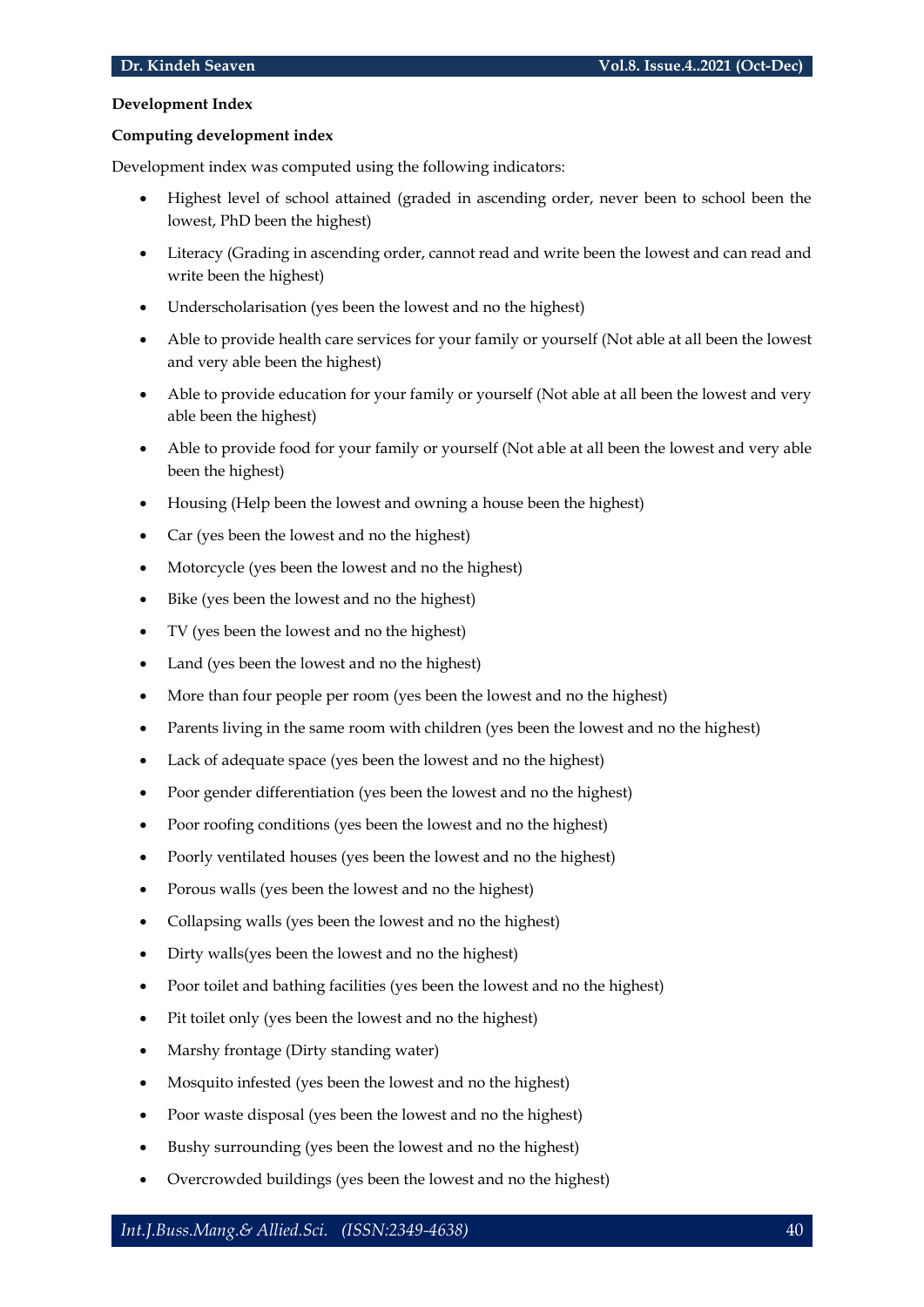**Development Index**

**Computing development index**

Development index was computed using the following indicators:

- Highest level of school attained (graded in ascending order, never been to school been the lowest, PhD been the highest)
- Literacy (Grading in ascending order, cannot read and write been the lowest and can read and write been the highest)
- Underscholarisation (yes been the lowest and no the highest)
- Able to provide health care services for your family or yourself (Not able at all been the lowest and very able been the highest)
- Able to provide education for your family or yourself (Not able at all been the lowest and very able been the highest)
- Able to provide food for your family or yourself (Not able at all been the lowest and very able been the highest)
- Housing (Help been the lowest and owning a house been the highest)
- Car (yes been the lowest and no the highest)
- Motorcycle (yes been the lowest and no the highest)
- Bike (yes been the lowest and no the highest)
- TV (yes been the lowest and no the highest)
- Land (yes been the lowest and no the highest)
- More than four people per room (yes been the lowest and no the highest)
- Parents living in the same room with children (yes been the lowest and no the highest)
- Lack of adequate space (yes been the lowest and no the highest)
- Poor gender differentiation (yes been the lowest and no the highest)
- Poor roofing conditions (yes been the lowest and no the highest)
- Poorly ventilated houses (yes been the lowest and no the highest)
- Porous walls (yes been the lowest and no the highest)
- Collapsing walls (yes been the lowest and no the highest)
- Dirty walls(yes been the lowest and no the highest)
- Poor toilet and bathing facilities (yes been the lowest and no the highest)
- Pit toilet only (yes been the lowest and no the highest)
- Marshy frontage (Dirty standing water)
- Mosquito infested (yes been the lowest and no the highest)
- Poor waste disposal (yes been the lowest and no the highest)
- Bushy surrounding (yes been the lowest and no the highest)
- Overcrowded buildings (yes been the lowest and no the highest)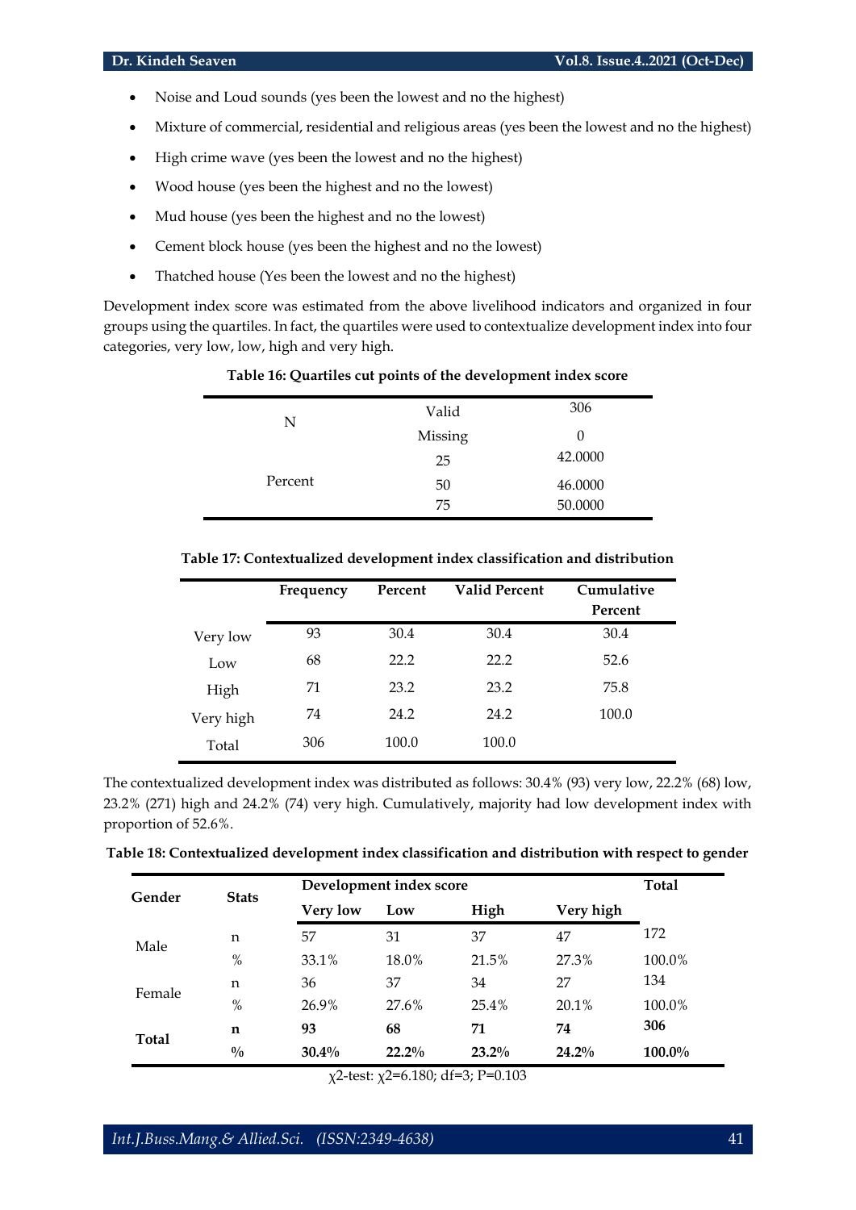- Noise and Loud sounds (yes been the lowest and no the highest)
- Mixture of commercial, residential and religious areas (yes been the lowest and no the highest)
- High crime wave (yes been the lowest and no the highest)
- Wood house (yes been the highest and no the lowest)
- Mud house (yes been the highest and no the lowest)
- Cement block house (yes been the highest and no the lowest)
- Thatched house (Yes been the lowest and no the highest)

Development index score was estimated from the above livelihood indicators and organized in four groups using the quartiles. In fact, the quartiles were used to contextualize development index into four categories, very low, low, high and very high.

**Table 16: Quartiles cut points of the development index score**

| | | |
|---|---|---|
| N | Valid | 306 |
| | Missing | 0 |
| Percent | 25 | 42.0000 |
| | 50 | 46.0000 |
| | 75 | 50.0000 |

**Table 17: Contextualized development index classification and distribution**

| | Frequency | Percent | Valid Percent | Cumulative Percent |
|---|---|---|---|---|
| Very low | 93 | 30.4 | 30.4 | 30.4 |
| Low | 68 | 22.2 | 22.2 | 52.6 |
| High | 71 | 23.2 | 23.2 | 75.8 |
| Very high | 74 | 24.2 | 24.2 | 100.0 |
| Total | 306 | 100.0 | 100.0 | |

The contextualized development index was distributed as follows: 30.4% (93) very low, 22.2% (68) low, 23.2% (271) high and 24.2% (74) very high. Cumulatively, majority had low development index with proportion of 52.6%.

**Table 18: Contextualized development index classification and distribution with respect to gender**

| Gender | Stats | Development index score | | | | Total |
|---|---|---|---|---|---|---|
| | | Very low | Low | High | Very high | |
| Male | n | 57 | 31 | 37 | 47 | 172 |
| | % | 33.1% | 18.0% | 21.5% | 27.3% | 100.0% |
| Female | n | 36 | 37 | 34 | 27 | 134 |
| | % | 26.9% | 27.6% | 25.4% | 20.1% | 100.0% |
| **Total** | **n** | **93** | **68** | **71** | **74** | **306** |
| | **%** | **30.4%** | **22.2%** | **23.2%** | **24.2%** | **100.0%** |

$\chi^2$-test: $\chi^2$=6.180; df=3; P=0.103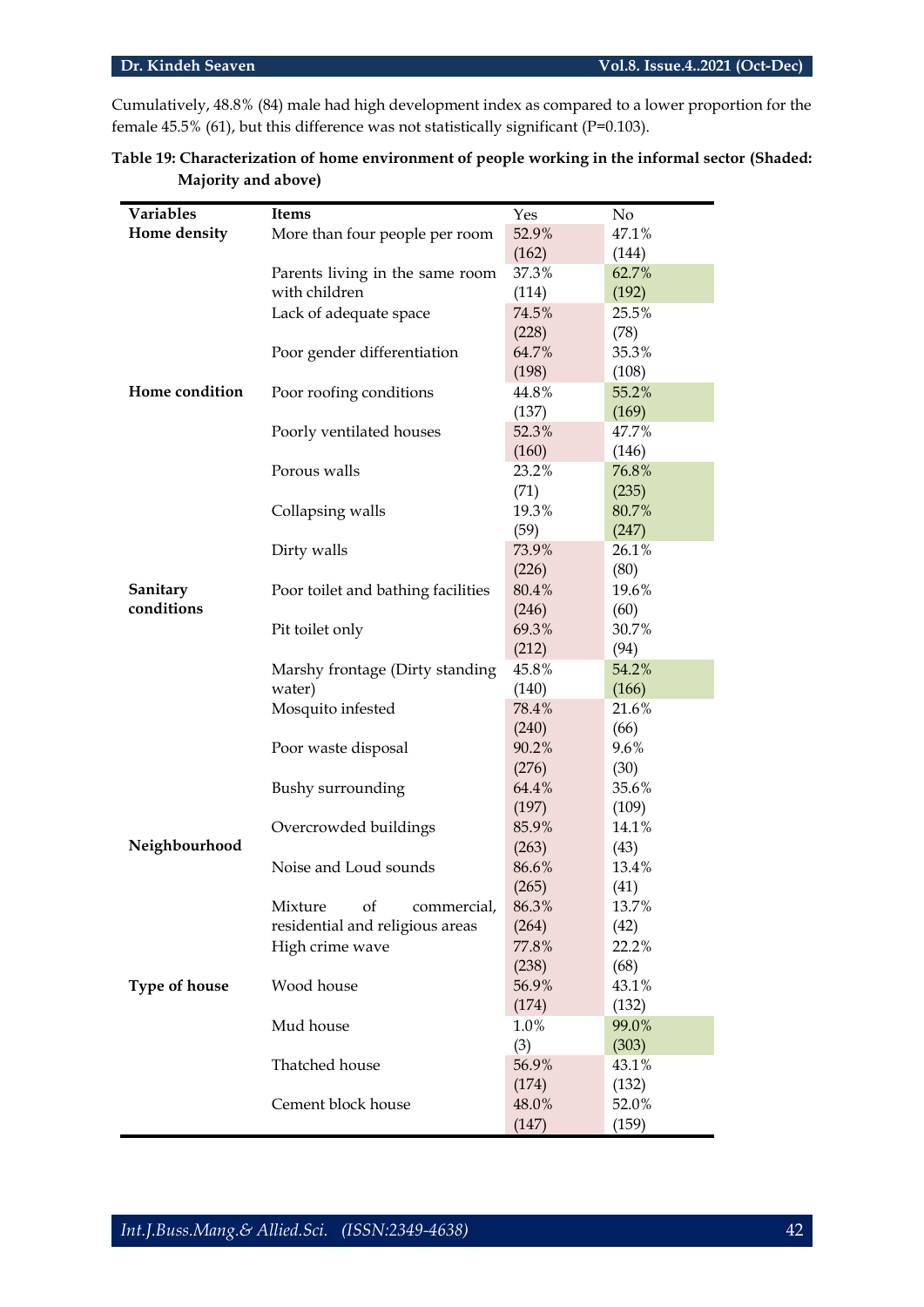Cumulatively, 48.8% (84) male had high development index as compared to a lower proportion for the female 45.5% (61), but this difference was not statistically significant (P=0.103).

**Table 19: Characterization of home environment of people working in the informal sector (Shaded: Majority and above)**

| Variables | Items | Yes | No |
|---|---|---|---|
| **Home density** | More than four people per room | 52.9% (162) | 47.1% (144) |
| | Parents living in the same room with children | 37.3% (114) | 62.7% (192) |
| | Lack of adequate space | 74.5% (228) | 25.5% (78) |
| | Poor gender differentiation | 64.7% (198) | 35.3% (108) |
| **Home condition** | Poor roofing conditions | 44.8% (137) | 55.2% (169) |
| | Poorly ventilated houses | 52.3% (160) | 47.7% (146) |
| | Porous walls | 23.2% (71) | 76.8% (235) |
| | Collapsing walls | 19.3% (59) | 80.7% (247) |
| | Dirty walls | 73.9% (226) | 26.1% (80) |
| **Sanitary conditions** | Poor toilet and bathing facilities | 80.4% (246) | 19.6% (60) |
| | Pit toilet only | 69.3% (212) | 30.7% (94) |
| | Marshy frontage (Dirty standing water) | 45.8% (140) | 54.2% (166) |
| | Mosquito infested | 78.4% (240) | 21.6% (66) |
| | Poor waste disposal | 90.2% (276) | 9.6% (30) |
| | Bushy surrounding | 64.4% (197) | 35.6% (109) |
| **Neighbourhood** | Overcrowded buildings | 85.9% (263) | 14.1% (43) |
| | Noise and Loud sounds | 86.6% (265) | 13.4% (41) |
| | Mixture of commercial, residential and religious areas | 86.3% (264) | 13.7% (42) |
| | High crime wave | 77.8% (238) | 22.2% (68) |
| **Type of house** | Wood house | 56.9% (174) | 43.1% (132) |
| | Mud house | 1.0% (3) | 99.0% (303) |
| | Thatched house | 56.9% (174) | 43.1% (132) |
| | Cement block house | 48.0% (147) | 52.0% (159) |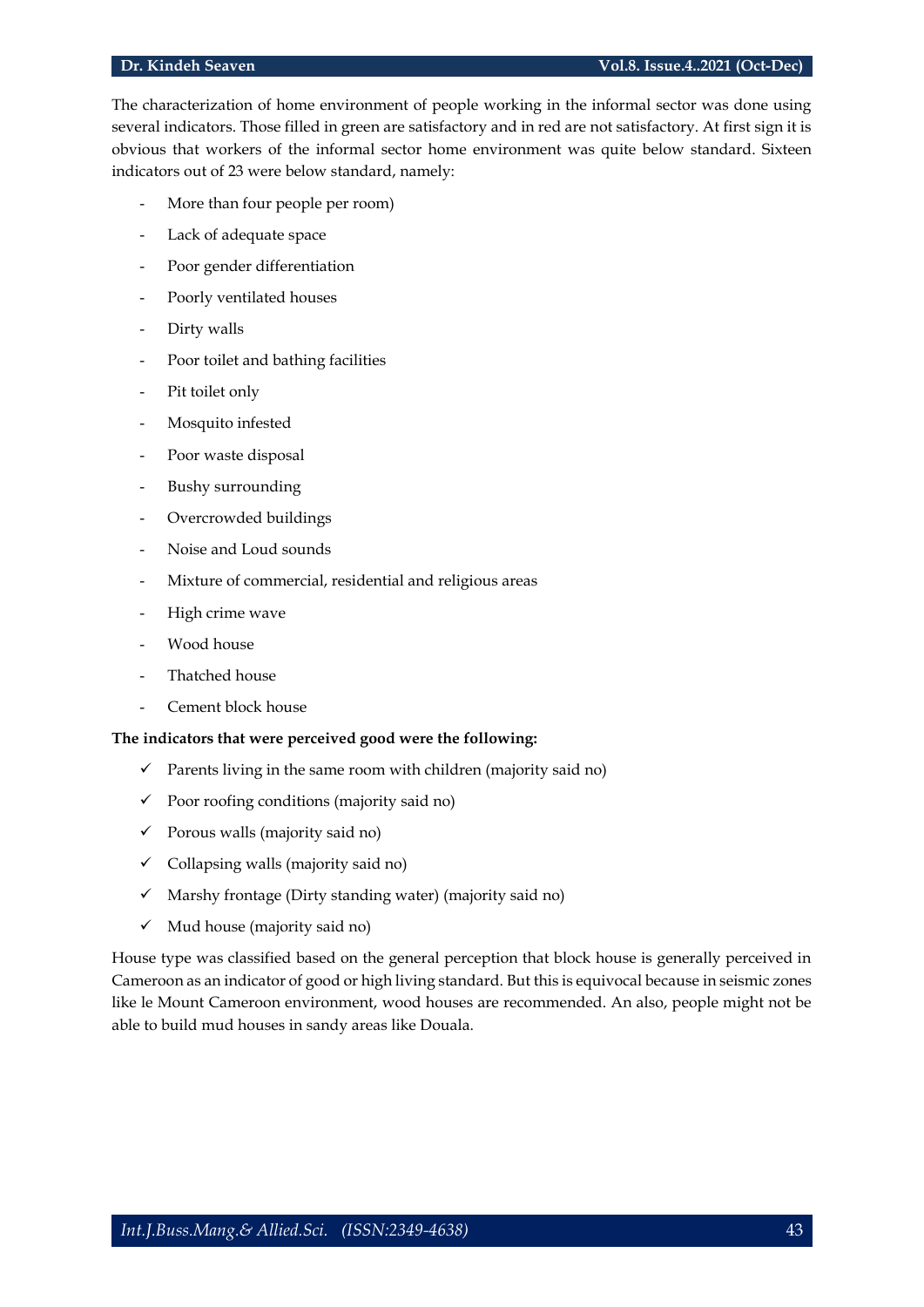The characterization of home environment of people working in the informal sector was done using several indicators. Those filled in green are satisfactory and in red are not satisfactory. At first sign it is obvious that workers of the informal sector home environment was quite below standard. Sixteen indicators out of 23 were below standard, namely:

- More than four people per room)
- Lack of adequate space
- Poor gender differentiation
- Poorly ventilated houses
- Dirty walls
- Poor toilet and bathing facilities
- Pit toilet only
- Mosquito infested
- Poor waste disposal
- Bushy surrounding
- Overcrowded buildings
- Noise and Loud sounds
- Mixture of commercial, residential and religious areas
- High crime wave
- Wood house
- Thatched house
- Cement block house

**The indicators that were perceived good were the following:**

- ✓ Parents living in the same room with children (majority said no)
- ✓ Poor roofing conditions (majority said no)
- ✓ Porous walls (majority said no)
- ✓ Collapsing walls (majority said no)
- ✓ Marshy frontage (Dirty standing water) (majority said no)
- ✓ Mud house (majority said no)

House type was classified based on the general perception that block house is generally perceived in Cameroon as an indicator of good or high living standard. But this is equivocal because in seismic zones like le Mount Cameroon environment, wood houses are recommended. An also, people might not be able to build mud houses in sandy areas like Douala.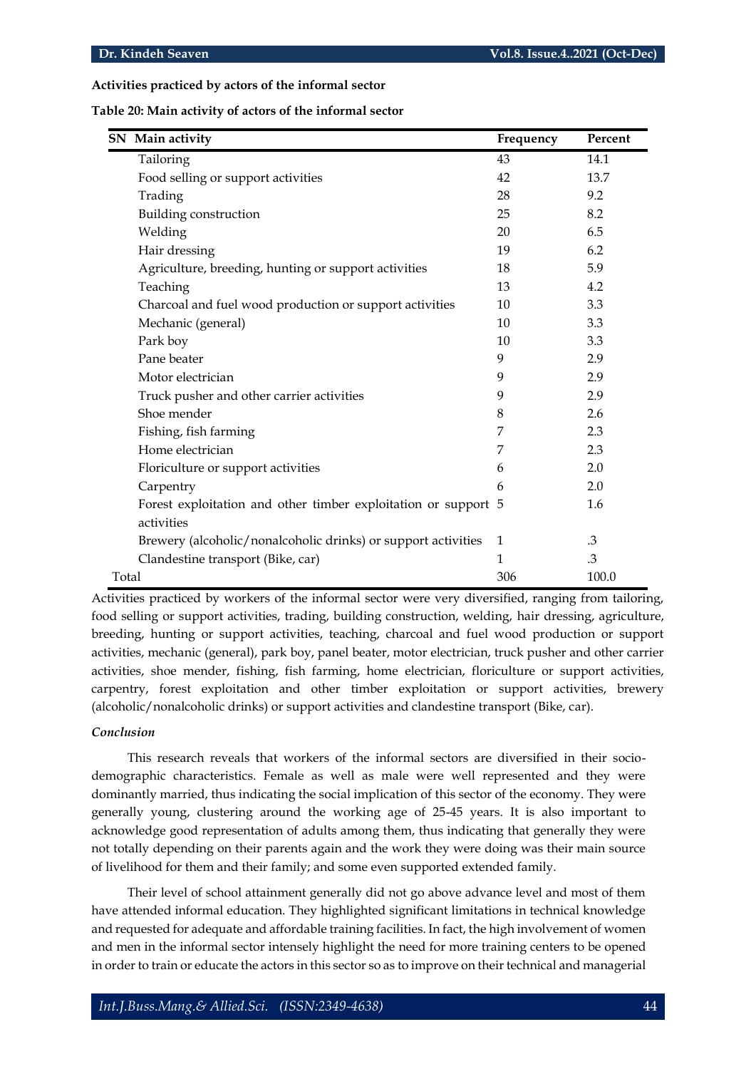**Activities practiced by actors of the informal sector**

**Table 20: Main activity of actors of the informal sector**

| SN | Main activity | Frequency | Percent |
|---|---|---|---|
| | Tailoring | 43 | 14.1 |
| | Food selling or support activities | 42 | 13.7 |
| | Trading | 28 | 9.2 |
| | Building construction | 25 | 8.2 |
| | Welding | 20 | 6.5 |
| | Hair dressing | 19 | 6.2 |
| | Agriculture, breeding, hunting or support activities | 18 | 5.9 |
| | Teaching | 13 | 4.2 |
| | Charcoal and fuel wood production or support activities | 10 | 3.3 |
| | Mechanic (general) | 10 | 3.3 |
| | Park boy | 10 | 3.3 |
| | Pane beater | 9 | 2.9 |
| | Motor electrician | 9 | 2.9 |
| | Truck pusher and other carrier activities | 9 | 2.9 |
| | Shoe mender | 8 | 2.6 |
| | Fishing, fish farming | 7 | 2.3 |
| | Home electrician | 7 | 2.3 |
| | Floriculture or support activities | 6 | 2.0 |
| | Carpentry | 6 | 2.0 |
| | Forest exploitation and other timber exploitation or support activities | 5 | 1.6 |
| | Brewery (alcoholic/nonalcoholic drinks) or support activities | 1 | .3 |
| | Clandestine transport (Bike, car) | 1 | .3 |
| Total | | 306 | 100.0 |

Activities practiced by workers of the informal sector were very diversified, ranging from tailoring, food selling or support activities, trading, building construction, welding, hair dressing, agriculture, breeding, hunting or support activities, teaching, charcoal and fuel wood production or support activities, mechanic (general), park boy, panel beater, motor electrician, truck pusher and other carrier activities, shoe mender, fishing, fish farming, home electrician, floriculture or support activities, carpentry, forest exploitation and other timber exploitation or support activities, brewery (alcoholic/nonalcoholic drinks) or support activities and clandestine transport (Bike, car).

***Conclusion***

This research reveals that workers of the informal sectors are diversified in their socio-demographic characteristics. Female as well as male were well represented and they were dominantly married, thus indicating the social implication of this sector of the economy. They were generally young, clustering around the working age of 25-45 years. It is also important to acknowledge good representation of adults among them, thus indicating that generally they were not totally depending on their parents again and the work they were doing was their main source of livelihood for them and their family; and some even supported extended family.

Their level of school attainment generally did not go above advance level and most of them have attended informal education. They highlighted significant limitations in technical knowledge and requested for adequate and affordable training facilities. In fact, the high involvement of women and men in the informal sector intensely highlight the need for more training centers to be opened in order to train or educate the actors in this sector so as to improve on their technical and managerial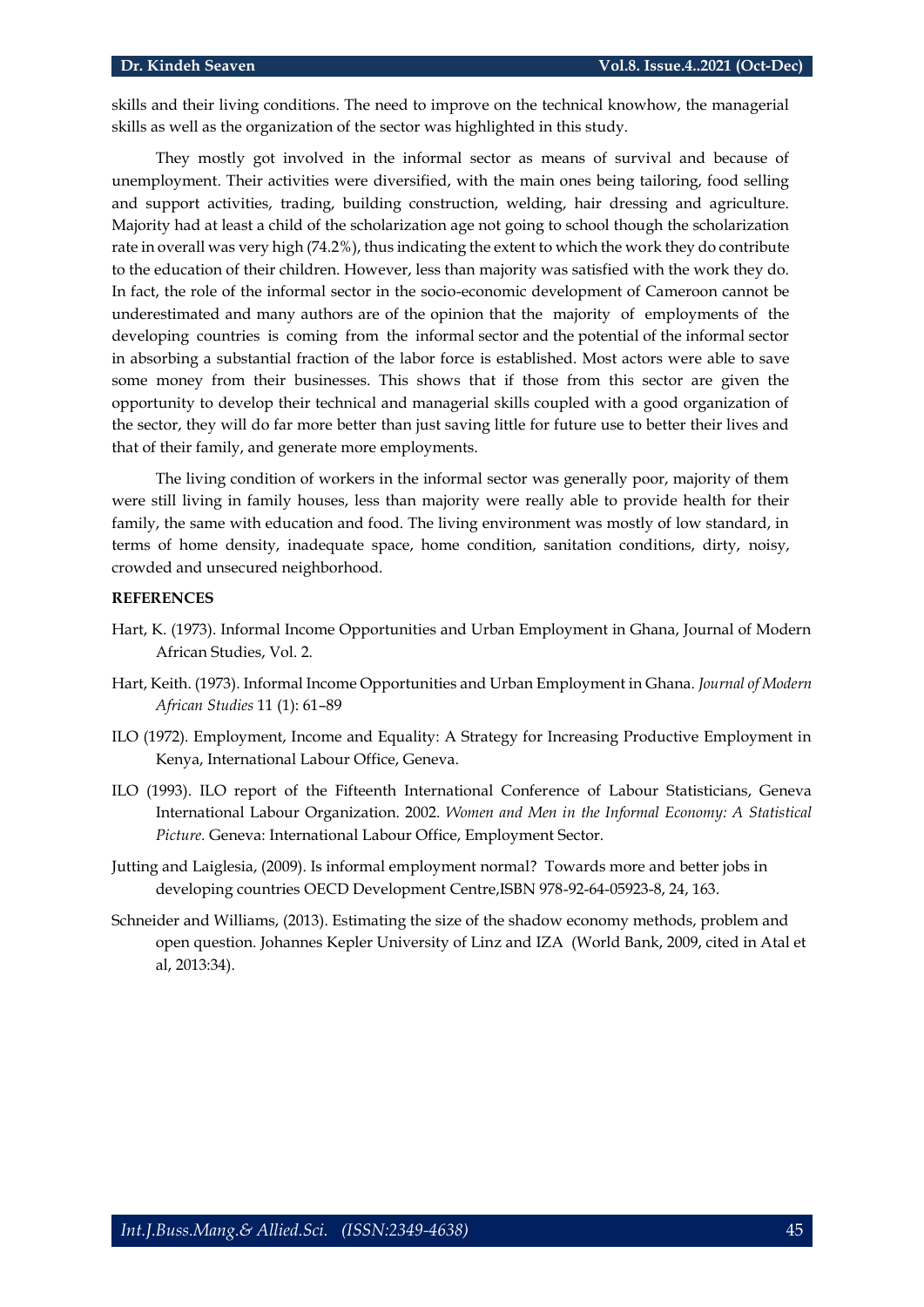skills and their living conditions. The need to improve on the technical knowhow, the managerial skills as well as the organization of the sector was highlighted in this study.

They mostly got involved in the informal sector as means of survival and because of unemployment. Their activities were diversified, with the main ones being tailoring, food selling and support activities, trading, building construction, welding, hair dressing and agriculture. Majority had at least a child of the scholarization age not going to school though the scholarization rate in overall was very high (74.2%), thus indicating the extent to which the work they do contribute to the education of their children. However, less than majority was satisfied with the work they do. In fact, the role of the informal sector in the socio-economic development of Cameroon cannot be underestimated and many authors are of the opinion that the majority of employments of the developing countries is coming from the informal sector and the potential of the informal sector in absorbing a substantial fraction of the labor force is established. Most actors were able to save some money from their businesses. This shows that if those from this sector are given the opportunity to develop their technical and managerial skills coupled with a good organization of the sector, they will do far more better than just saving little for future use to better their lives and that of their family, and generate more employments.

The living condition of workers in the informal sector was generally poor, majority of them were still living in family houses, less than majority were really able to provide health for their family, the same with education and food. The living environment was mostly of low standard, in terms of home density, inadequate space, home condition, sanitation conditions, dirty, noisy, crowded and unsecured neighborhood.

**REFERENCES**

Hart, K. (1973). Informal Income Opportunities and Urban Employment in Ghana, Journal of Modern African Studies, Vol. 2.

Hart, Keith. (1973). Informal Income Opportunities and Urban Employment in Ghana. *Journal of Modern African Studies* 11 (1): 61–89

ILO (1972). Employment, Income and Equality: A Strategy for Increasing Productive Employment in Kenya, International Labour Office, Geneva.

ILO (1993). ILO report of the Fifteenth International Conference of Labour Statisticians, Geneva International Labour Organization. 2002. *Women and Men in the Informal Economy: A Statistical Picture.* Geneva: International Labour Office, Employment Sector.

Jutting and Laiglesia, (2009). Is informal employment normal? Towards more and better jobs in developing countries OECD Development Centre,ISBN 978-92-64-05923-8, 24, 163.

Schneider and Williams, (2013). Estimating the size of the shadow economy methods, problem and open question. Johannes Kepler University of Linz and IZA (World Bank, 2009, cited in Atal et al, 2013:34).